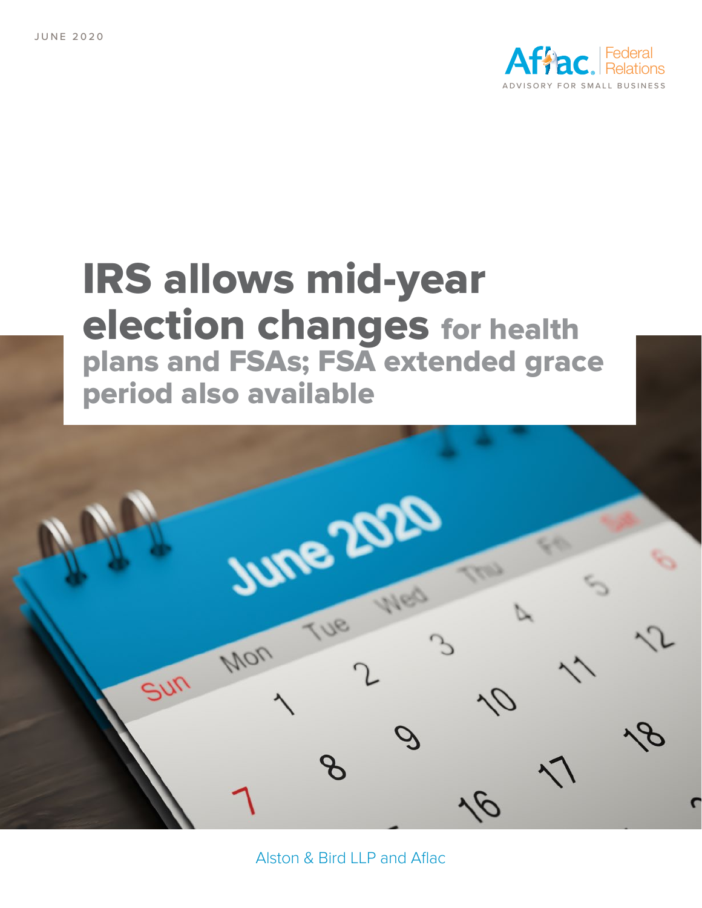JUNE 2020

Aflac Federal Relations
ADVISORY FOR SMALL BUSINESS

# IRS allows mid-year election changes for health plans and FSAs; FSA extended grace period also available

Alston & Bird LLP and Aflac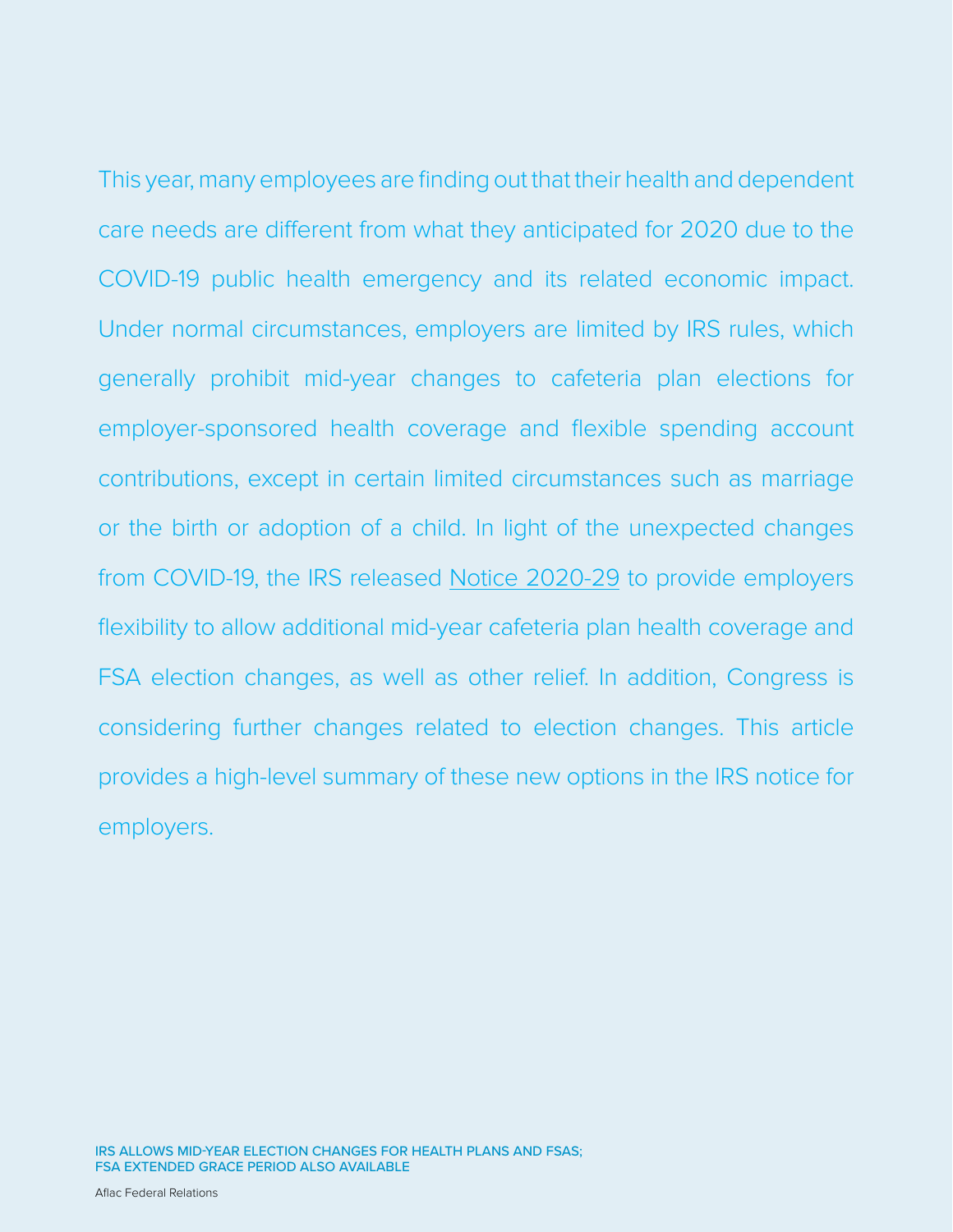This year, many employees are finding out that their health and dependent care needs are different from what they anticipated for 2020 due to the COVID-19 public health emergency and its related economic impact. Under normal circumstances, employers are limited by IRS rules, which generally prohibit mid-year changes to cafeteria plan elections for employer-sponsored health coverage and flexible spending account contributions, except in certain limited circumstances such as marriage or the birth or adoption of a child. In light of the unexpected changes from COVID-19, the IRS released Notice 2020-29 to provide employers flexibility to allow additional mid-year cafeteria plan health coverage and FSA election changes, as well as other relief. In addition, Congress is considering further changes related to election changes. This article provides a high-level summary of these new options in the IRS notice for employers.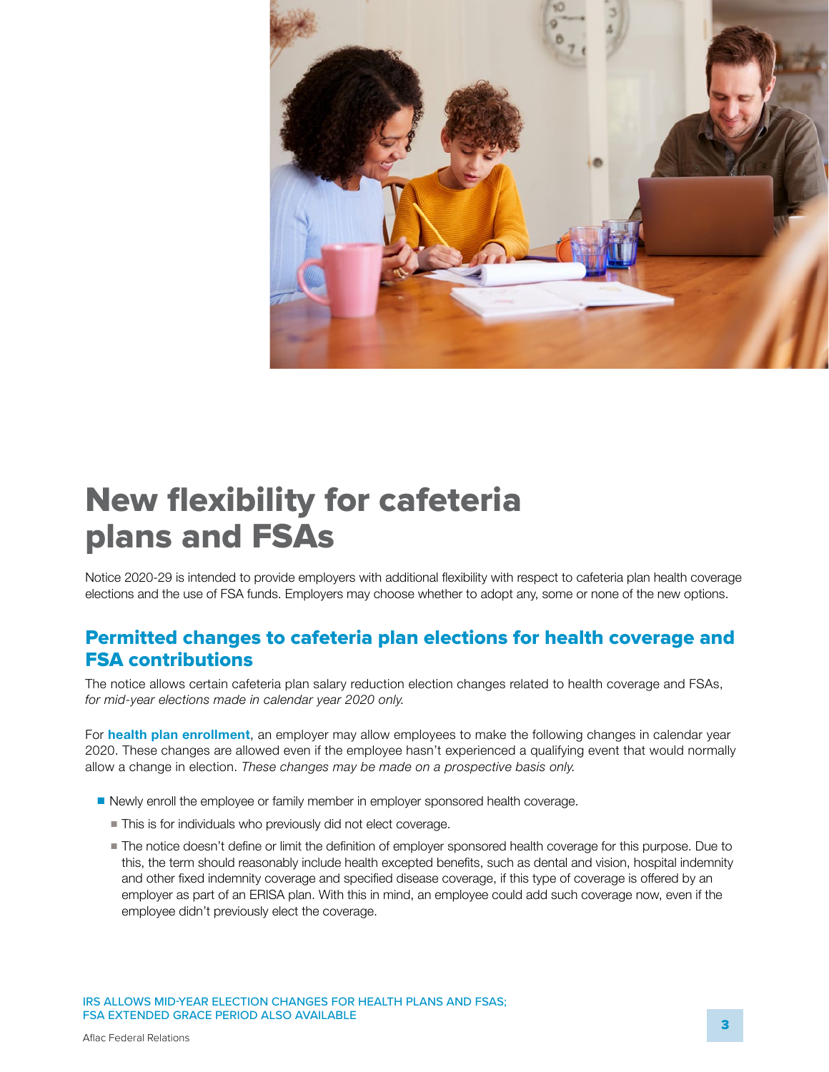# New flexibility for cafeteria plans and FSAs

Notice 2020-29 is intended to provide employers with additional flexibility with respect to cafeteria plan health coverage elections and the use of FSA funds. Employers may choose whether to adopt any, some or none of the new options.

## Permitted changes to cafeteria plan elections for health coverage and FSA contributions

The notice allows certain cafeteria plan salary reduction election changes related to health coverage and FSAs, *for mid-year elections made in calendar year 2020 only.*

For **health plan enrollment**, an employer may allow employees to make the following changes in calendar year 2020. These changes are allowed even if the employee hasn't experienced a qualifying event that would normally allow a change in election. *These changes may be made on a prospective basis only.*

- Newly enroll the employee or family member in employer sponsored health coverage.
  - This is for individuals who previously did not elect coverage.
  - The notice doesn't define or limit the definition of employer sponsored health coverage for this purpose. Due to this, the term should reasonably include health excepted benefits, such as dental and vision, hospital indemnity and other fixed indemnity coverage and specified disease coverage, if this type of coverage is offered by an employer as part of an ERISA plan. With this in mind, an employee could add such coverage now, even if the employee didn't previously elect the coverage.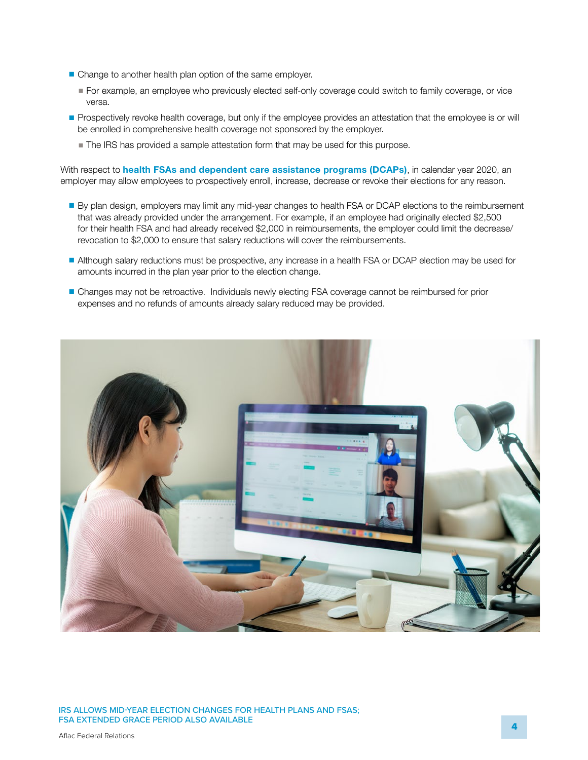- Change to another health plan option of the same employer.
  - For example, an employee who previously elected self-only coverage could switch to family coverage, or vice versa.
- Prospectively revoke health coverage, but only if the employee provides an attestation that the employee is or will be enrolled in comprehensive health coverage not sponsored by the employer.
  - The IRS has provided a sample attestation form that may be used for this purpose.

With respect to **health FSAs and dependent care assistance programs (DCAPs)**, in calendar year 2020, an employer may allow employees to prospectively enroll, increase, decrease or revoke their elections for any reason.

- By plan design, employers may limit any mid-year changes to health FSA or DCAP elections to the reimbursement that was already provided under the arrangement. For example, if an employee had originally elected $2,500 for their health FSA and had already received $2,000 in reimbursements, the employer could limit the decrease/revocation to $2,000 to ensure that salary reductions will cover the reimbursements.
- Although salary reductions must be prospective, any increase in a health FSA or DCAP election may be used for amounts incurred in the plan year prior to the election change.
- Changes may not be retroactive. Individuals newly electing FSA coverage cannot be reimbursed for prior expenses and no refunds of amounts already salary reduced may be provided.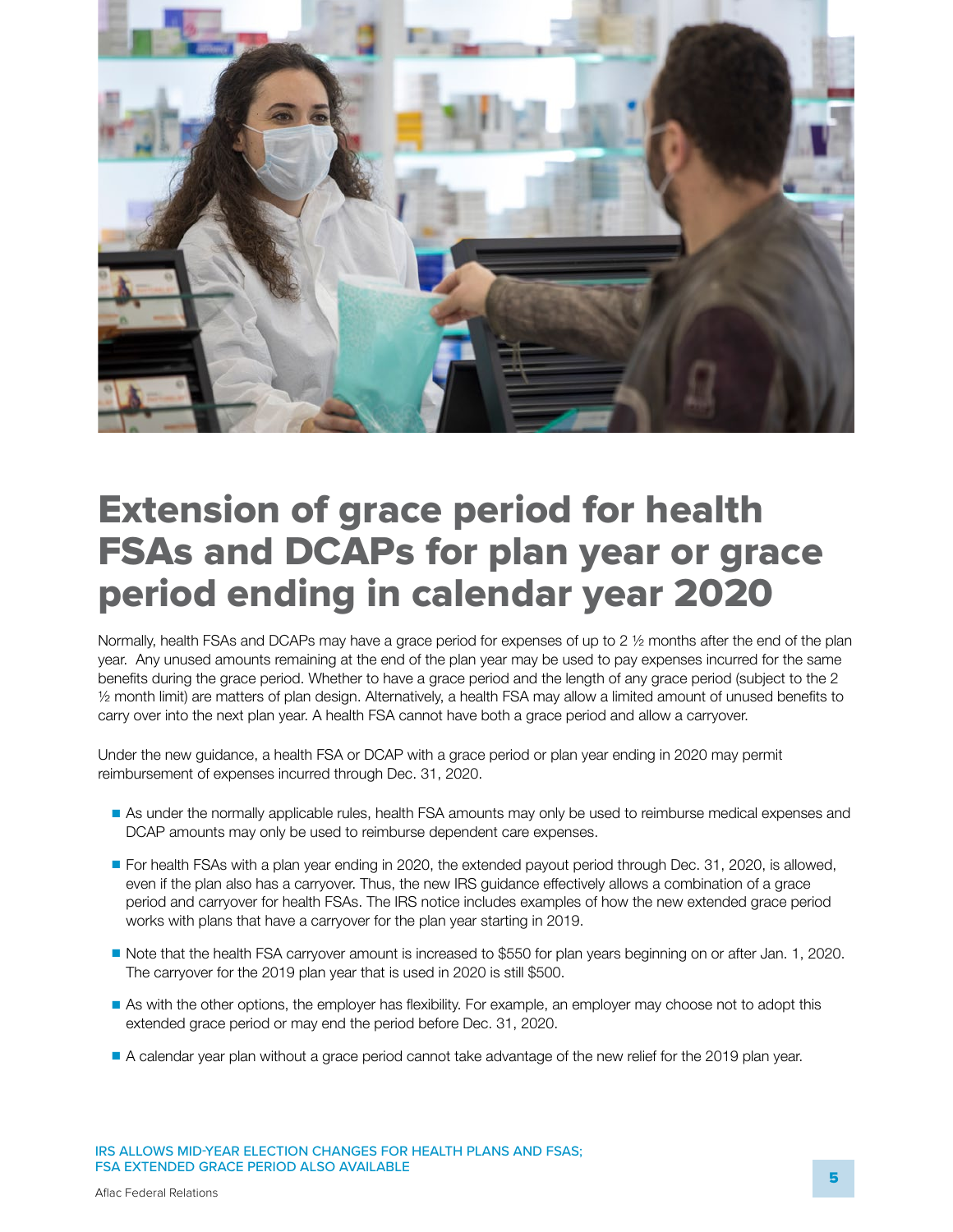# Extension of grace period for health FSAs and DCAPs for plan year or grace period ending in calendar year 2020

Normally, health FSAs and DCAPs may have a grace period for expenses of up to 2 ½ months after the end of the plan year. Any unused amounts remaining at the end of the plan year may be used to pay expenses incurred for the same benefits during the grace period. Whether to have a grace period and the length of any grace period (subject to the 2 ½ month limit) are matters of plan design. Alternatively, a health FSA may allow a limited amount of unused benefits to carry over into the next plan year. A health FSA cannot have both a grace period and allow a carryover.

Under the new guidance, a health FSA or DCAP with a grace period or plan year ending in 2020 may permit reimbursement of expenses incurred through Dec. 31, 2020.

- As under the normally applicable rules, health FSA amounts may only be used to reimburse medical expenses and DCAP amounts may only be used to reimburse dependent care expenses.
- For health FSAs with a plan year ending in 2020, the extended payout period through Dec. 31, 2020, is allowed, even if the plan also has a carryover. Thus, the new IRS guidance effectively allows a combination of a grace period and carryover for health FSAs. The IRS notice includes examples of how the new extended grace period works with plans that have a carryover for the plan year starting in 2019.
- Note that the health FSA carryover amount is increased to $550 for plan years beginning on or after Jan. 1, 2020. The carryover for the 2019 plan year that is used in 2020 is still $500.
- As with the other options, the employer has flexibility. For example, an employer may choose not to adopt this extended grace period or may end the period before Dec. 31, 2020.
- A calendar year plan without a grace period cannot take advantage of the new relief for the 2019 plan year.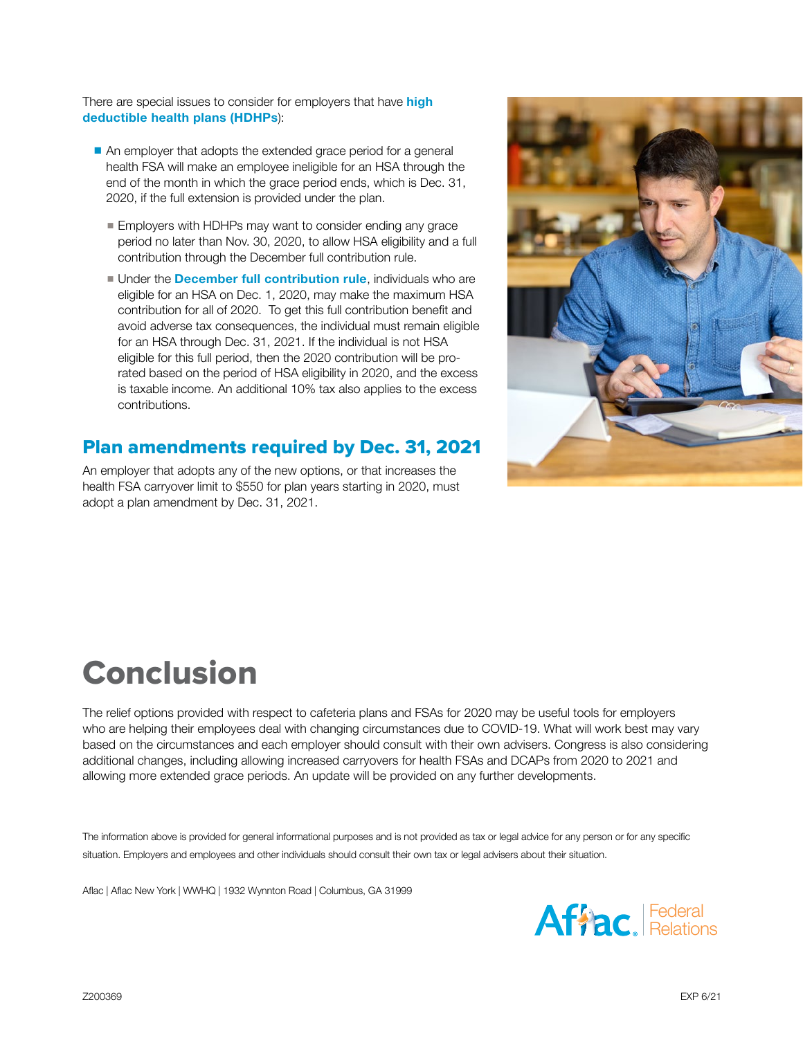There are special issues to consider for employers that have **high deductible health plans (HDHPs)**:

- An employer that adopts the extended grace period for a general health FSA will make an employee ineligible for an HSA through the end of the month in which the grace period ends, which is Dec. 31, 2020, if the full extension is provided under the plan.
  - Employers with HDHPs may want to consider ending any grace period no later than Nov. 30, 2020, to allow HSA eligibility and a full contribution through the December full contribution rule.
  - Under the **December full contribution rule**, individuals who are eligible for an HSA on Dec. 1, 2020, may make the maximum HSA contribution for all of 2020. To get this full contribution benefit and avoid adverse tax consequences, the individual must remain eligible for an HSA through Dec. 31, 2021. If the individual is not HSA eligible for this full period, then the 2020 contribution will be pro-rated based on the period of HSA eligibility in 2020, and the excess is taxable income. An additional 10% tax also applies to the excess contributions.

## Plan amendments required by Dec. 31, 2021

An employer that adopts any of the new options, or that increases the health FSA carryover limit to $550 for plan years starting in 2020, must adopt a plan amendment by Dec. 31, 2021.

# Conclusion

The relief options provided with respect to cafeteria plans and FSAs for 2020 may be useful tools for employers who are helping their employees deal with changing circumstances due to COVID-19. What will work best may vary based on the circumstances and each employer should consult with their own advisers. Congress is also considering additional changes, including allowing increased carryovers for health FSAs and DCAPs from 2020 to 2021 and allowing more extended grace periods. An update will be provided on any further developments.

The information above is provided for general informational purposes and is not provided as tax or legal advice for any person or for any specific situation. Employers and employees and other individuals should consult their own tax or legal advisers about their situation.

Aflac | Aflac New York | WWHQ | 1932 Wynnton Road | Columbus, GA 31999

Aflac. | Federal Relations

Z200369

EXP 6/21